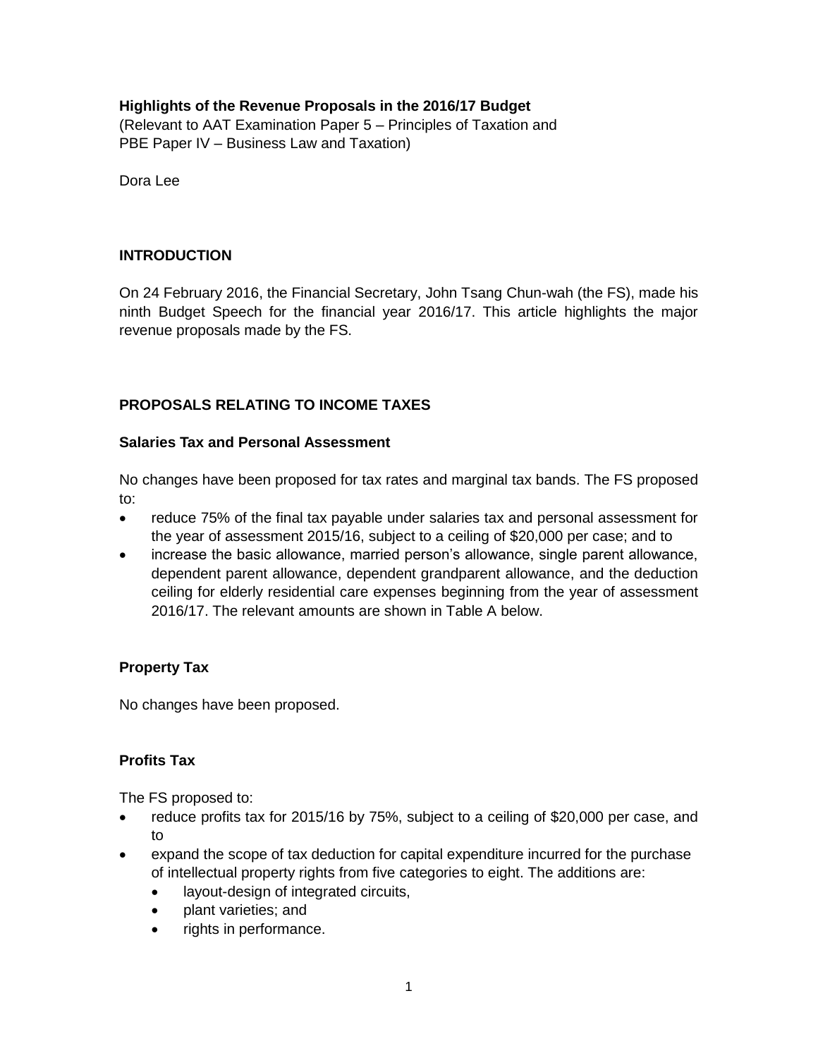**Highlights of the Revenue Proposals in the 2016/17 Budget**
(Relevant to AAT Examination Paper 5 – Principles of Taxation and PBE Paper IV – Business Law and Taxation)

Dora Lee

## INTRODUCTION

On 24 February 2016, the Financial Secretary, John Tsang Chun-wah (the FS), made his ninth Budget Speech for the financial year 2016/17. This article highlights the major revenue proposals made by the FS.

## PROPOSALS RELATING TO INCOME TAXES

### Salaries Tax and Personal Assessment

No changes have been proposed for tax rates and marginal tax bands. The FS proposed to:

- reduce 75% of the final tax payable under salaries tax and personal assessment for the year of assessment 2015/16, subject to a ceiling of $20,000 per case; and to
- increase the basic allowance, married person's allowance, single parent allowance, dependent parent allowance, dependent grandparent allowance, and the deduction ceiling for elderly residential care expenses beginning from the year of assessment 2016/17. The relevant amounts are shown in Table A below.

### Property Tax

No changes have been proposed.

### Profits Tax

The FS proposed to:

- reduce profits tax for 2015/16 by 75%, subject to a ceiling of $20,000 per case, and to
- expand the scope of tax deduction for capital expenditure incurred for the purchase of intellectual property rights from five categories to eight. The additions are:
  - layout-design of integrated circuits,
  - plant varieties; and
  - rights in performance.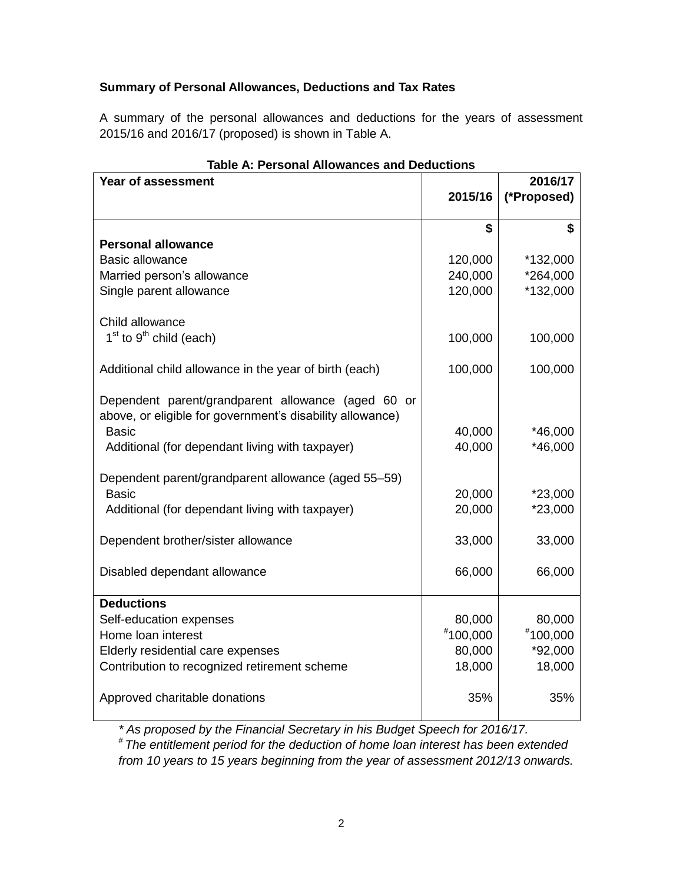**Summary of Personal Allowances, Deductions and Tax Rates**

A summary of the personal allowances and deductions for the years of assessment 2015/16 and 2016/17 (proposed) is shown in Table A.

**Table A: Personal Allowances and Deductions**

| Year of assessment | 2015/16 | 2016/17 (*Proposed) |
|---|---|---|
| | $ | $ |
| **Personal allowance** | | |
| Basic allowance | 120,000 | *132,000 |
| Married person's allowance | 240,000 | *264,000 |
| Single parent allowance | 120,000 | *132,000 |
| Child allowance | | |
| 1st to 9th child (each) | 100,000 | 100,000 |
| Additional child allowance in the year of birth (each) | 100,000 | 100,000 |
| Dependent parent/grandparent allowance (aged 60 or above, or eligible for government's disability allowance) | | |
| Basic | 40,000 | *46,000 |
| Additional (for dependant living with taxpayer) | 40,000 | *46,000 |
| Dependent parent/grandparent allowance (aged 55–59) | | |
| Basic | 20,000 | *23,000 |
| Additional (for dependant living with taxpayer) | 20,000 | *23,000 |
| Dependent brother/sister allowance | 33,000 | 33,000 |
| Disabled dependant allowance | 66,000 | 66,000 |
| **Deductions** | | |
| Self-education expenses | 80,000 | 80,000 |
| Home loan interest | #100,000 | #100,000 |
| Elderly residential care expenses | 80,000 | *92,000 |
| Contribution to recognized retirement scheme | 18,000 | 18,000 |
| Approved charitable donations | 35% | 35% |

*\* As proposed by the Financial Secretary in his Budget Speech for 2016/17.*
*# The entitlement period for the deduction of home loan interest has been extended from 10 years to 15 years beginning from the year of assessment 2012/13 onwards.*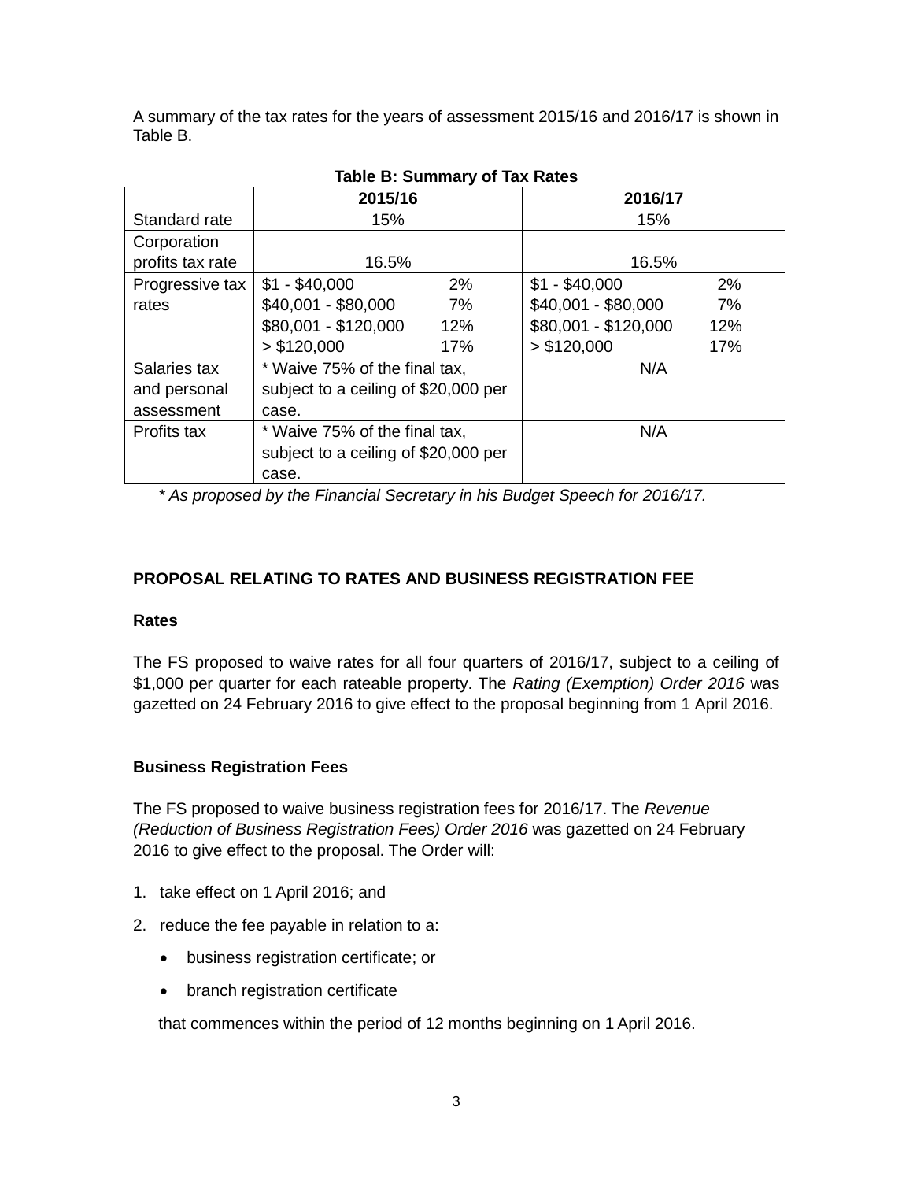A summary of the tax rates for the years of assessment 2015/16 and 2016/17 is shown in Table B.

**Table B: Summary of Tax Rates**

| | 2015/16 | | 2016/17 | |
|---|---|---|---|---|
| Standard rate | 15% | | 15% | |
| Corporation profits tax rate | 16.5% | | 16.5% | |
| Progressive tax rates | $1 - $40,000 | 2% | $1 - $40,000 | 2% |
| | $40,001 - $80,000 | 7% | $40,001 - $80,000 | 7% |
| | $80,001 - $120,000 | 12% | $80,001 - $120,000 | 12% |
| | > $120,000 | 17% | > $120,000 | 17% |
| Salaries tax and personal assessment | * Waive 75% of the final tax, subject to a ceiling of $20,000 per case. | | N/A | |
| Profits tax | * Waive 75% of the final tax, subject to a ceiling of $20,000 per case. | | N/A | |

*\* As proposed by the Financial Secretary in his Budget Speech for 2016/17.*

## PROPOSAL RELATING TO RATES AND BUSINESS REGISTRATION FEE

### Rates

The FS proposed to waive rates for all four quarters of 2016/17, subject to a ceiling of $1,000 per quarter for each rateable property. The *Rating (Exemption) Order 2016* was gazetted on 24 February 2016 to give effect to the proposal beginning from 1 April 2016.

### Business Registration Fees

The FS proposed to waive business registration fees for 2016/17. The *Revenue (Reduction of Business Registration Fees) Order 2016* was gazetted on 24 February 2016 to give effect to the proposal. The Order will:

1. take effect on 1 April 2016; and
2. reduce the fee payable in relation to a:
   - business registration certificate; or
   - branch registration certificate

   that commences within the period of 12 months beginning on 1 April 2016.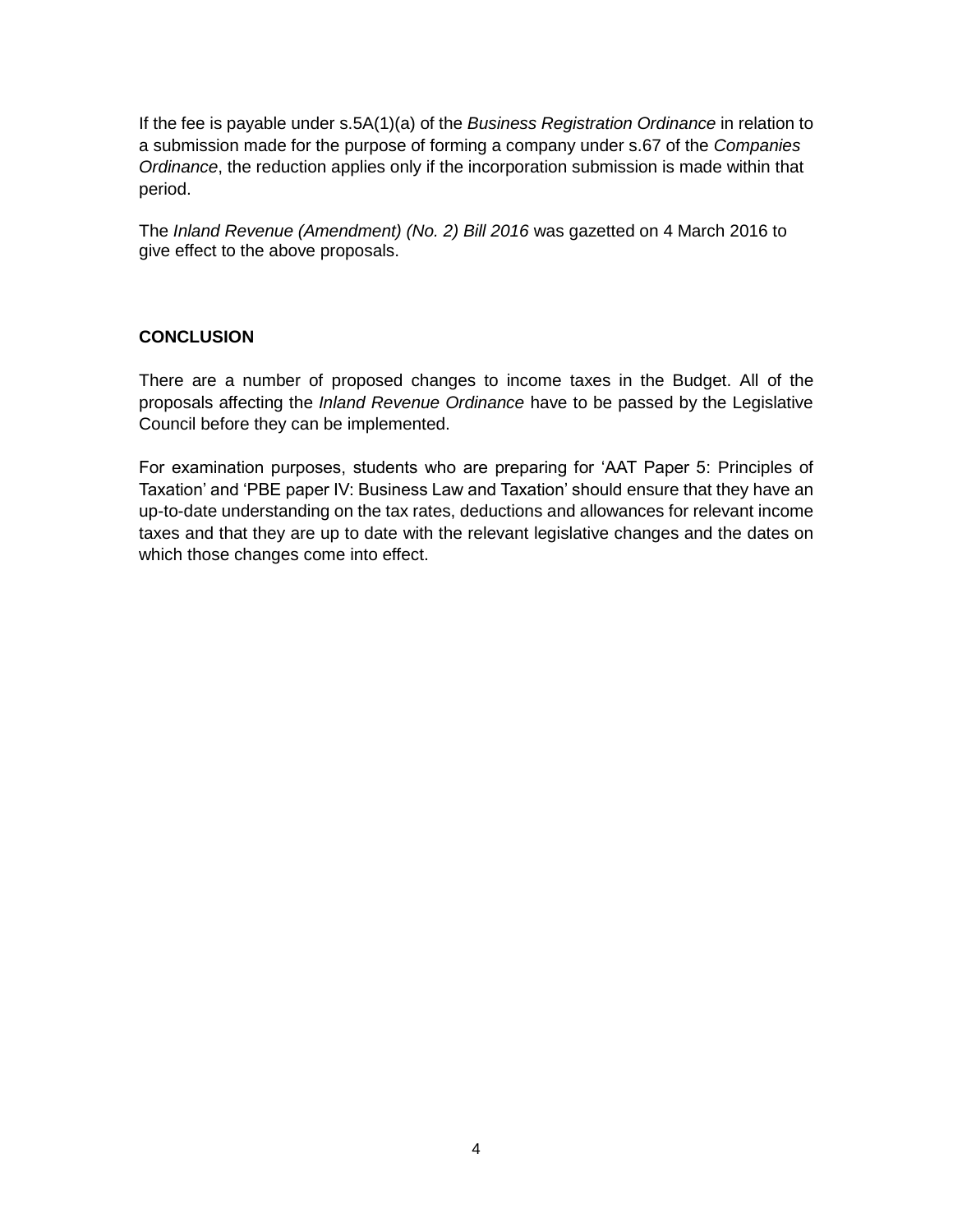If the fee is payable under s.5A(1)(a) of the *Business Registration Ordinance* in relation to a submission made for the purpose of forming a company under s.67 of the *Companies Ordinance*, the reduction applies only if the incorporation submission is made within that period.

The *Inland Revenue (Amendment) (No. 2) Bill 2016* was gazetted on 4 March 2016 to give effect to the above proposals.

## CONCLUSION

There are a number of proposed changes to income taxes in the Budget. All of the proposals affecting the *Inland Revenue Ordinance* have to be passed by the Legislative Council before they can be implemented.

For examination purposes, students who are preparing for 'AAT Paper 5: Principles of Taxation' and 'PBE paper IV: Business Law and Taxation' should ensure that they have an up-to-date understanding on the tax rates, deductions and allowances for relevant income taxes and that they are up to date with the relevant legislative changes and the dates on which those changes come into effect.